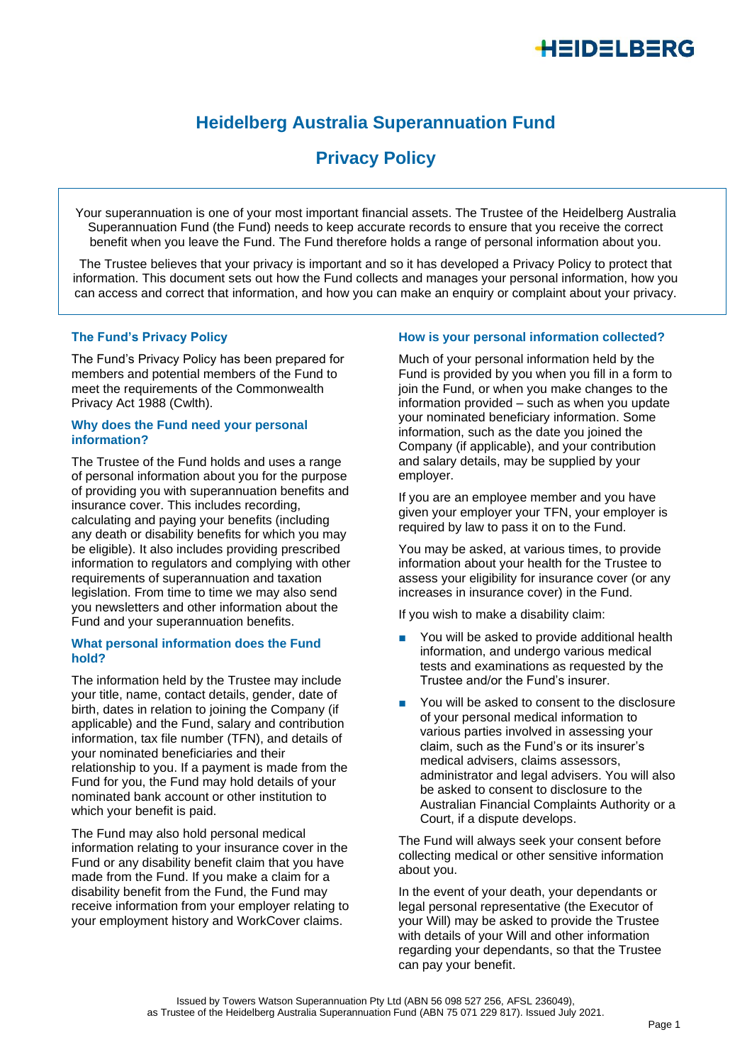# Heidelberg Australia Superannuation Fund

## Privacy Policy

Your superannuation is one of your most important financial assets. The Trustee of the Heidelberg Australia Superannuation Fund (the Fund) needs to keep accurate records to ensure that you receive the correct benefit when you leave the Fund. The Fund therefore holds a range of personal information about you.

The Trustee believes that your privacy is important and so it has developed a Privacy Policy to protect that information. This document sets out how the Fund collects and manages your personal information, how you can access and correct that information, and how you can make an enquiry or complaint about your privacy.

### The Fund's Privacy Policy

The Fund's Privacy Policy has been prepared for members and potential members of the Fund to meet the requirements of the Commonwealth Privacy Act 1988 (Cwlth).

### Why does the Fund need your personal information?

The Trustee of the Fund holds and uses a range of personal information about you for the purpose of providing you with superannuation benefits and insurance cover. This includes recording, calculating and paying your benefits (including any death or disability benefits for which you may be eligible). It also includes providing prescribed information to regulators and complying with other requirements of superannuation and taxation legislation. From time to time we may also send you newsletters and other information about the Fund and your superannuation benefits.

### What personal information does the Fund hold?

The information held by the Trustee may include your title, name, contact details, gender, date of birth, dates in relation to joining the Company (if applicable) and the Fund, salary and contribution information, tax file number (TFN), and details of your nominated beneficiaries and their relationship to you. If a payment is made from the Fund for you, the Fund may hold details of your nominated bank account or other institution to which your benefit is paid.

The Fund may also hold personal medical information relating to your insurance cover in the Fund or any disability benefit claim that you have made from the Fund. If you make a claim for a disability benefit from the Fund, the Fund may receive information from your employer relating to your employment history and WorkCover claims.

### How is your personal information collected?

Much of your personal information held by the Fund is provided by you when you fill in a form to join the Fund, or when you make changes to the information provided – such as when you update your nominated beneficiary information. Some information, such as the date you joined the Company (if applicable), and your contribution and salary details, may be supplied by your employer.

If you are an employee member and you have given your employer your TFN, your employer is required by law to pass it on to the Fund.

You may be asked, at various times, to provide information about your health for the Trustee to assess your eligibility for insurance cover (or any increases in insurance cover) in the Fund.

If you wish to make a disability claim:

- You will be asked to provide additional health information, and undergo various medical tests and examinations as requested by the Trustee and/or the Fund's insurer.
- You will be asked to consent to the disclosure of your personal medical information to various parties involved in assessing your claim, such as the Fund's or its insurer's medical advisers, claims assessors, administrator and legal advisers. You will also be asked to consent to disclosure to the Australian Financial Complaints Authority or a Court, if a dispute develops.

The Fund will always seek your consent before collecting medical or other sensitive information about you.

In the event of your death, your dependants or legal personal representative (the Executor of your Will) may be asked to provide the Trustee with details of your Will and other information regarding your dependants, so that the Trustee can pay your benefit.

Issued by Towers Watson Superannuation Pty Ltd (ABN 56 098 527 256, AFSL 236049), as Trustee of the Heidelberg Australia Superannuation Fund (ABN 75 071 229 817). Issued July 2021.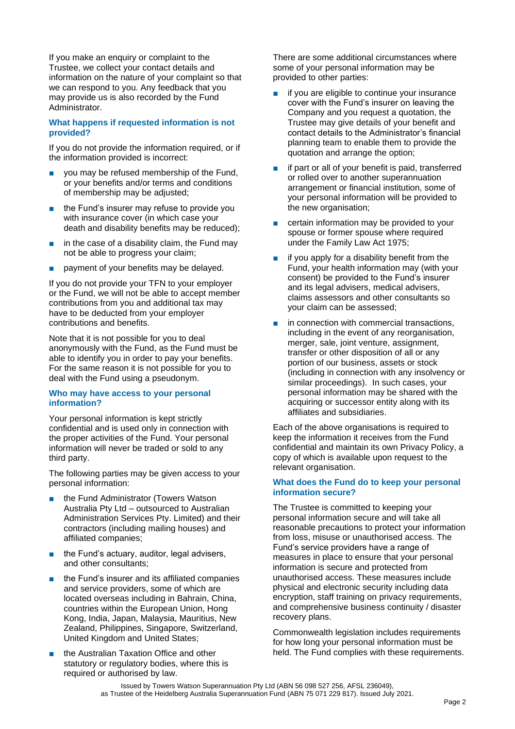If you make an enquiry or complaint to the Trustee, we collect your contact details and information on the nature of your complaint so that we can respond to you. Any feedback that you may provide us is also recorded by the Fund Administrator.

### What happens if requested information is not provided?

If you do not provide the information required, or if the information provided is incorrect:

- you may be refused membership of the Fund, or your benefits and/or terms and conditions of membership may be adjusted;
- the Fund's insurer may refuse to provide you with insurance cover (in which case your death and disability benefits may be reduced);
- in the case of a disability claim, the Fund may not be able to progress your claim;
- payment of your benefits may be delayed.

If you do not provide your TFN to your employer or the Fund, we will not be able to accept member contributions from you and additional tax may have to be deducted from your employer contributions and benefits.

Note that it is not possible for you to deal anonymously with the Fund, as the Fund must be able to identify you in order to pay your benefits. For the same reason it is not possible for you to deal with the Fund using a pseudonym.

### Who may have access to your personal information?

Your personal information is kept strictly confidential and is used only in connection with the proper activities of the Fund. Your personal information will never be traded or sold to any third party.

The following parties may be given access to your personal information:

- the Fund Administrator (Towers Watson Australia Pty Ltd – outsourced to Australian Administration Services Pty. Limited) and their contractors (including mailing houses) and affiliated companies;
- the Fund's actuary, auditor, legal advisers, and other consultants;
- the Fund's insurer and its affiliated companies and service providers, some of which are located overseas including in Bahrain, China, countries within the European Union, Hong Kong, India, Japan, Malaysia, Mauritius, New Zealand, Philippines, Singapore, Switzerland, United Kingdom and United States;
- the Australian Taxation Office and other statutory or regulatory bodies, where this is required or authorised by law.

There are some additional circumstances where some of your personal information may be provided to other parties:

- if you are eligible to continue your insurance cover with the Fund's insurer on leaving the Company and you request a quotation, the Trustee may give details of your benefit and contact details to the Administrator's financial planning team to enable them to provide the quotation and arrange the option;
- if part or all of your benefit is paid, transferred or rolled over to another superannuation arrangement or financial institution, some of your personal information will be provided to the new organisation;
- certain information may be provided to your spouse or former spouse where required under the Family Law Act 1975;
- if you apply for a disability benefit from the Fund, your health information may (with your consent) be provided to the Fund's insurer and its legal advisers, medical advisers, claims assessors and other consultants so your claim can be assessed;
- in connection with commercial transactions, including in the event of any reorganisation, merger, sale, joint venture, assignment, transfer or other disposition of all or any portion of our business, assets or stock (including in connection with any insolvency or similar proceedings). In such cases, your personal information may be shared with the acquiring or successor entity along with its affiliates and subsidiaries.

Each of the above organisations is required to keep the information it receives from the Fund confidential and maintain its own Privacy Policy, a copy of which is available upon request to the relevant organisation.

### What does the Fund do to keep your personal information secure?

The Trustee is committed to keeping your personal information secure and will take all reasonable precautions to protect your information from loss, misuse or unauthorised access. The Fund's service providers have a range of measures in place to ensure that your personal information is secure and protected from unauthorised access. These measures include physical and electronic security including data encryption, staff training on privacy requirements, and comprehensive business continuity / disaster recovery plans.

Commonwealth legislation includes requirements for how long your personal information must be held. The Fund complies with these requirements.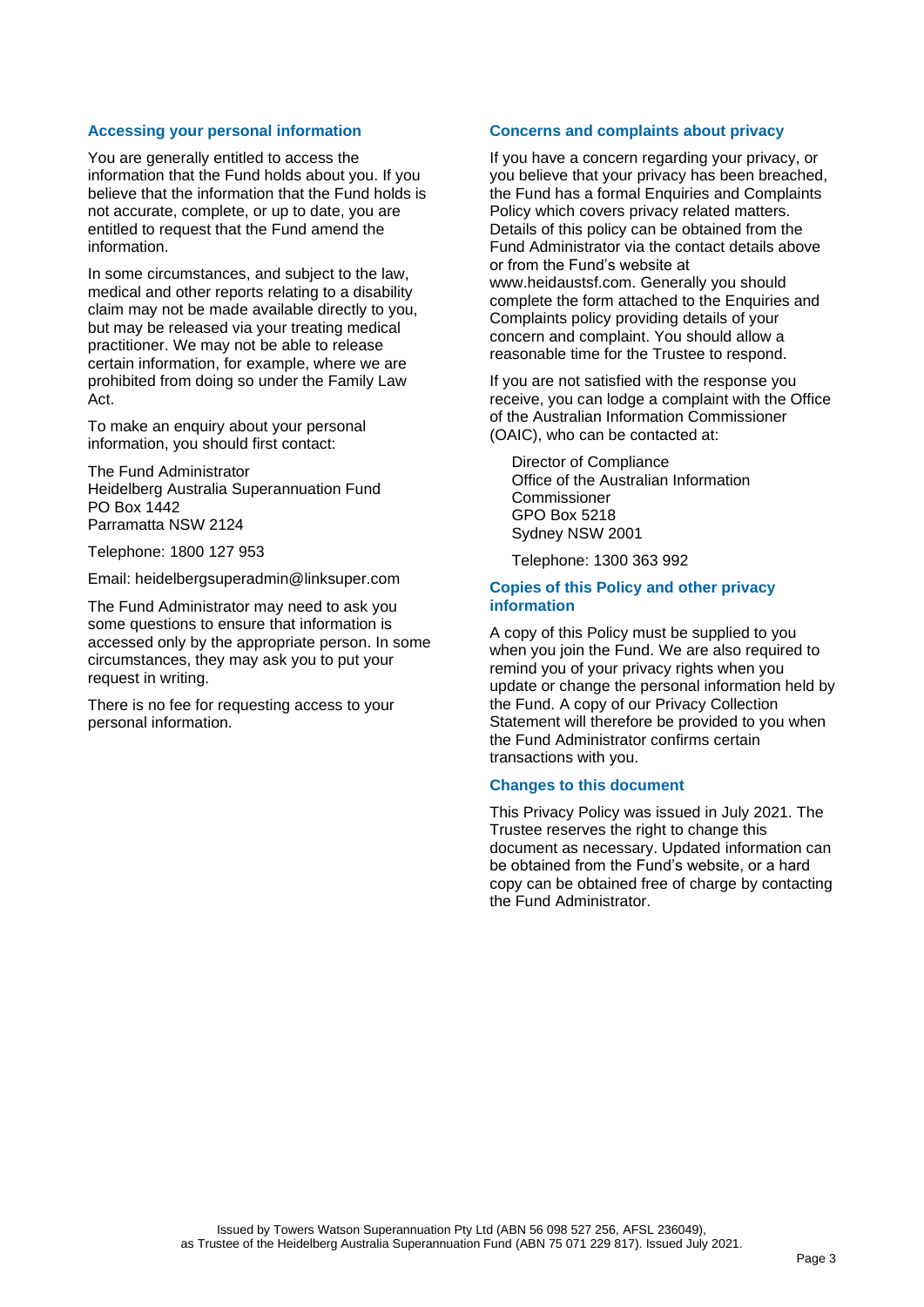### Accessing your personal information

You are generally entitled to access the information that the Fund holds about you. If you believe that the information that the Fund holds is not accurate, complete, or up to date, you are entitled to request that the Fund amend the information.

In some circumstances, and subject to the law, medical and other reports relating to a disability claim may not be made available directly to you, but may be released via your treating medical practitioner. We may not be able to release certain information, for example, where we are prohibited from doing so under the Family Law Act.

To make an enquiry about your personal information, you should first contact:

The Fund Administrator
Heidelberg Australia Superannuation Fund
PO Box 1442
Parramatta NSW 2124

Telephone: 1800 127 953

Email: heidelbergsuperadmin@linksuper.com

The Fund Administrator may need to ask you some questions to ensure that information is accessed only by the appropriate person. In some circumstances, they may ask you to put your request in writing.

There is no fee for requesting access to your personal information.

### Concerns and complaints about privacy

If you have a concern regarding your privacy, or you believe that your privacy has been breached, the Fund has a formal Enquiries and Complaints Policy which covers privacy related matters. Details of this policy can be obtained from the Fund Administrator via the contact details above or from the Fund's website at www.heidaustsf.com. Generally you should complete the form attached to the Enquiries and Complaints policy providing details of your concern and complaint. You should allow a reasonable time for the Trustee to respond.

If you are not satisfied with the response you receive, you can lodge a complaint with the Office of the Australian Information Commissioner (OAIC), who can be contacted at:

Director of Compliance
Office of the Australian Information Commissioner
GPO Box 5218
Sydney NSW 2001

Telephone: 1300 363 992

### Copies of this Policy and other privacy information

A copy of this Policy must be supplied to you when you join the Fund. We are also required to remind you of your privacy rights when you update or change the personal information held by the Fund. A copy of our Privacy Collection Statement will therefore be provided to you when the Fund Administrator confirms certain transactions with you.

### Changes to this document

This Privacy Policy was issued in July 2021. The Trustee reserves the right to change this document as necessary. Updated information can be obtained from the Fund's website, or a hard copy can be obtained free of charge by contacting the Fund Administrator.

Issued by Towers Watson Superannuation Pty Ltd (ABN 56 098 527 256, AFSL 236049), as Trustee of the Heidelberg Australia Superannuation Fund (ABN 75 071 229 817). Issued July 2021.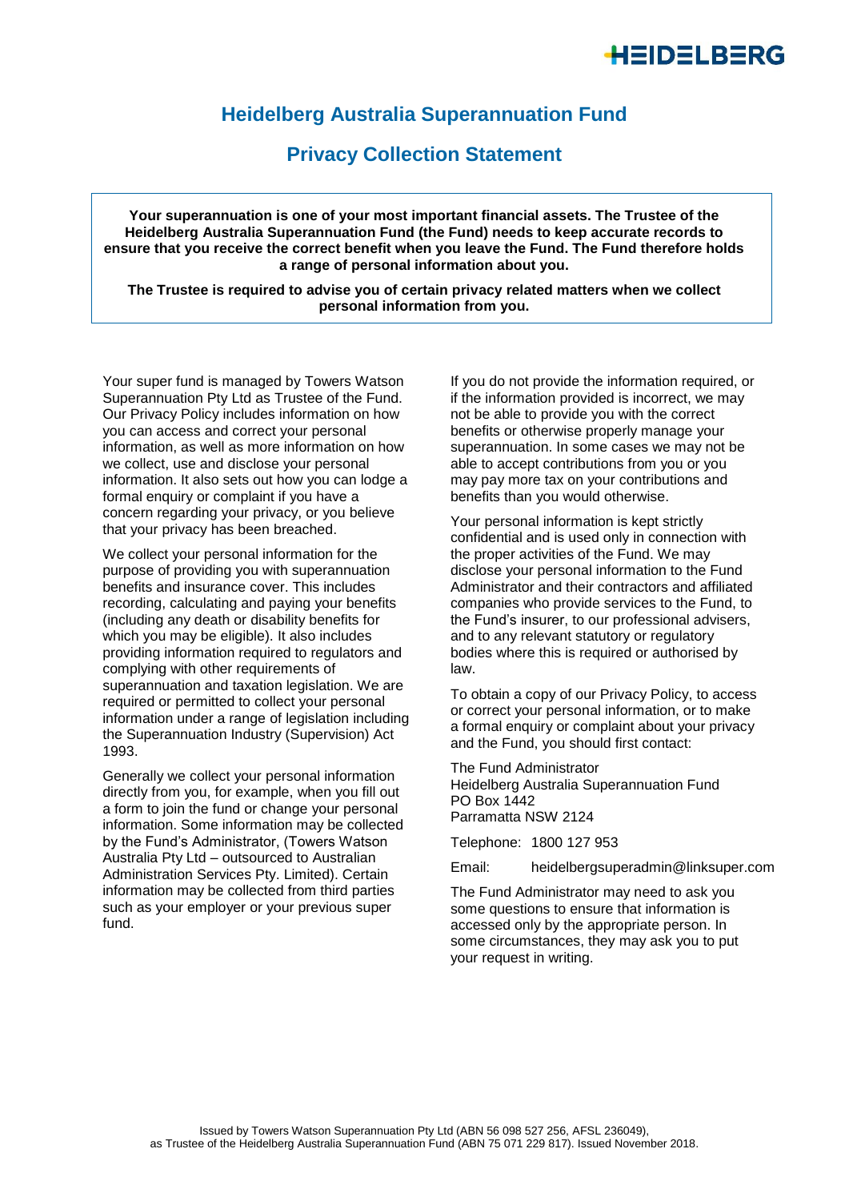HEIDELBERG

# Heidelberg Australia Superannuation Fund

## Privacy Collection Statement

**Your superannuation is one of your most important financial assets. The Trustee of the Heidelberg Australia Superannuation Fund (the Fund) needs to keep accurate records to ensure that you receive the correct benefit when you leave the Fund. The Fund therefore holds a range of personal information about you.**

**The Trustee is required to advise you of certain privacy related matters when we collect personal information from you.**

Your super fund is managed by Towers Watson Superannuation Pty Ltd as Trustee of the Fund. Our Privacy Policy includes information on how you can access and correct your personal information, as well as more information on how we collect, use and disclose your personal information. It also sets out how you can lodge a formal enquiry or complaint if you have a concern regarding your privacy, or you believe that your privacy has been breached.

We collect your personal information for the purpose of providing you with superannuation benefits and insurance cover. This includes recording, calculating and paying your benefits (including any death or disability benefits for which you may be eligible). It also includes providing information required to regulators and complying with other requirements of superannuation and taxation legislation. We are required or permitted to collect your personal information under a range of legislation including the Superannuation Industry (Supervision) Act 1993.

Generally we collect your personal information directly from you, for example, when you fill out a form to join the fund or change your personal information. Some information may be collected by the Fund's Administrator, (Towers Watson Australia Pty Ltd – outsourced to Australian Administration Services Pty. Limited). Certain information may be collected from third parties such as your employer or your previous super fund.

If you do not provide the information required, or if the information provided is incorrect, we may not be able to provide you with the correct benefits or otherwise properly manage your superannuation. In some cases we may not be able to accept contributions from you or you may pay more tax on your contributions and benefits than you would otherwise.

Your personal information is kept strictly confidential and is used only in connection with the proper activities of the Fund. We may disclose your personal information to the Fund Administrator and their contractors and affiliated companies who provide services to the Fund, to the Fund's insurer, to our professional advisers, and to any relevant statutory or regulatory bodies where this is required or authorised by law.

To obtain a copy of our Privacy Policy, to access or correct your personal information, or to make a formal enquiry or complaint about your privacy and the Fund, you should first contact:

The Fund Administrator
Heidelberg Australia Superannuation Fund
PO Box 1442
Parramatta NSW 2124

Telephone: 1800 127 953

Email: heidelbergsuperadmin@linksuper.com

The Fund Administrator may need to ask you some questions to ensure that information is accessed only by the appropriate person. In some circumstances, they may ask you to put your request in writing.

Issued by Towers Watson Superannuation Pty Ltd (ABN 56 098 527 256, AFSL 236049), as Trustee of the Heidelberg Australia Superannuation Fund (ABN 75 071 229 817). Issued November 2018.